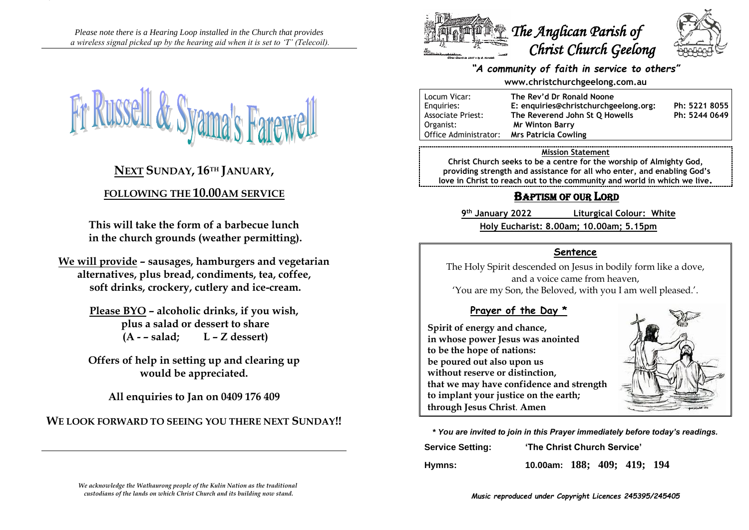*Please note there is a Hearing Loop installed in the Church that provides a wireless signal picked up by the hearing aid when it is set to 'T' (Telecoil).*

# Fr Russell & Syama's Farewell

## NEXT SUNDAY, 16TH JANUARY,

### FOLLOWING THE 10.00AM SERVICE

**This will take the form of a barbecue lunch in the church grounds (weather permitting).**

**We will provide – sausages, hamburgers and vegetarian alternatives, plus bread, condiments, tea, coffee, soft drinks, crockery, cutlery and ice-cream.**

**Please BYO – alcoholic drinks, if you wish, plus a salad or dessert to share (A - – salad; L – Z dessert)**

**Offers of help in setting up and clearing up would be appreciated.**

**All enquiries to Jan on 0409 176 409**

**WE LOOK FORWARD TO SEEING YOU THERE NEXT SUNDAY!!**

*We acknowledge the Wathaurong people of the Kulin Nation as the traditional custodians of the lands on which Christ Church and its building now stand.*

# The Anglican Parish of Christ Church Geelong

***"A community of faith in service to others"***

**www.christchurchgeelong.com.au**

| | | |
|---|---|---|
| Locum Vicar: | **The Rev'd Dr Ronald Noone** | |
| Enquiries: | **E: enquiries@christchurchgeelong.org:** | **Ph: 5221 8055** |
| Associate Priest: | **The Reverend John St Q Howells** | **Ph: 5244 0649** |
| Organist: | **Mr Winton Barry** | |
| Office Administrator: | **Mrs Patricia Cowling** | |

**Mission Statement**

**Christ Church seeks to be a centre for the worship of Almighty God, providing strength and assistance for all who enter, and enabling God's love in Christ to reach out to the community and world in which we live.**

## BAPTISM OF OUR LORD

**9th January 2022** **Liturgical Colour: White**

**Holy Eucharist: 8.00am; 10.00am; 5.15pm**

### Sentence

The Holy Spirit descended on Jesus in bodily form like a dove, and a voice came from heaven, 'You are my Son, the Beloved, with you I am well pleased.'.

### Prayer of the Day *

**Spirit of energy and chance,**
**in whose power Jesus was anointed**
**to be the hope of nations:**
**be poured out also upon us**
**without reserve or distinction,**
**that we may have confidence and strength**
**to implant your justice on the earth;**
**through Jesus Christ. Amen**

***\* You are invited to join in this Prayer immediately before today's readings.***

**Service Setting:** **'The Christ Church Service'**

**Hymns:** **10.00am: 188; 409; 419; 194**

***Music reproduced under Copyright Licences 245395/245405***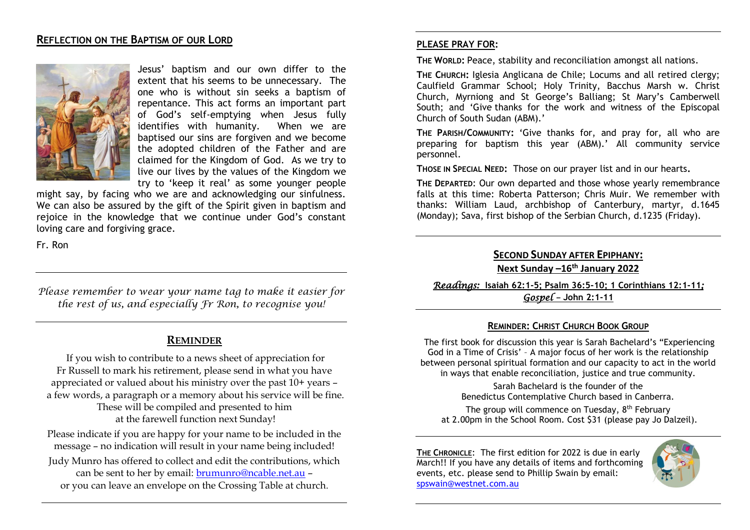## REFLECTION ON THE BAPTISM OF OUR LORD

Jesus' baptism and our own differ to the extent that his seems to be unnecessary. The one who is without sin seeks a baptism of repentance. This act forms an important part of God's self-emptying when Jesus fully identifies with humanity. When we are baptised our sins are forgiven and we become the adopted children of the Father and are claimed for the Kingdom of God. As we try to live our lives by the values of the Kingdom we try to 'keep it real' as some younger people might say, by facing who we are and acknowledging our sinfulness. We can also be assured by the gift of the Spirit given in baptism and rejoice in the knowledge that we continue under God's constant loving care and forgiving grace.

Fr. Ron

---

*Please remember to wear your name tag to make it easier for the rest of us, and especially Fr Ron, to recognise you!*

---

## REMINDER

If you wish to contribute to a news sheet of appreciation for Fr Russell to mark his retirement, please send in what you have appreciated or valued about his ministry over the past 10+ years – a few words, a paragraph or a memory about his service will be fine. These will be compiled and presented to him at the farewell function next Sunday!

Please indicate if you are happy for your name to be included in the message – no indication will result in your name being included!

Judy Munro has offered to collect and edit the contributions, which can be sent to her by email: brumunro@ncable.net.au – or you can leave an envelope on the Crossing Table at church.

---

## PLEASE PRAY FOR:

**THE WORLD:** Peace, stability and reconciliation amongst all nations.

**THE CHURCH:** Iglesia Anglicana de Chile; Locums and all retired clergy; Caulfield Grammar School; Holy Trinity, Bacchus Marsh w. Christ Church, Myrniong and St George's Balliang; St Mary's Camberwell South; and 'Give thanks for the work and witness of the Episcopal Church of South Sudan (ABM).'

**THE PARISH/COMMUNITY:** 'Give thanks for, and pray for, all who are preparing for baptism this year (ABM).' All community service personnel.

**THOSE IN SPECIAL NEED:** Those on our prayer list and in our hearts.

**THE DEPARTED**: Our own departed and those whose yearly remembrance falls at this time: Roberta Patterson; Chris Muir. We remember with thanks: William Laud, archbishop of Canterbury, martyr, d.1645 (Monday); Sava, first bishop of the Serbian Church, d.1235 (Friday).

---

## SECOND SUNDAY AFTER EPIPHANY:
**Next Sunday –16th January 2022**

***Readings:*** **Isaiah 62:1-5; Psalm 36:5-10; 1 Corinthians 12:1-11;**
***Gospel*** **– John 2:1-11**

---

### REMINDER: CHRIST CHURCH BOOK GROUP

The first book for discussion this year is Sarah Bachelard's "Experiencing God in a Time of Crisis' – A major focus of her work is the relationship between personal spiritual formation and our capacity to act in the world in ways that enable reconciliation, justice and true community.

Sarah Bachelard is the founder of the Benedictus Contemplative Church based in Canberra.

The group will commence on Tuesday, 8th February at 2.00pm in the School Room. Cost $31 (please pay Jo Dalzeil).

---

**THE CHRONICLE**: The first edition for 2022 is due in early March!! If you have any details of items and forthcoming events, etc. please send to Phillip Swain by email: spswain@westnet.com.au